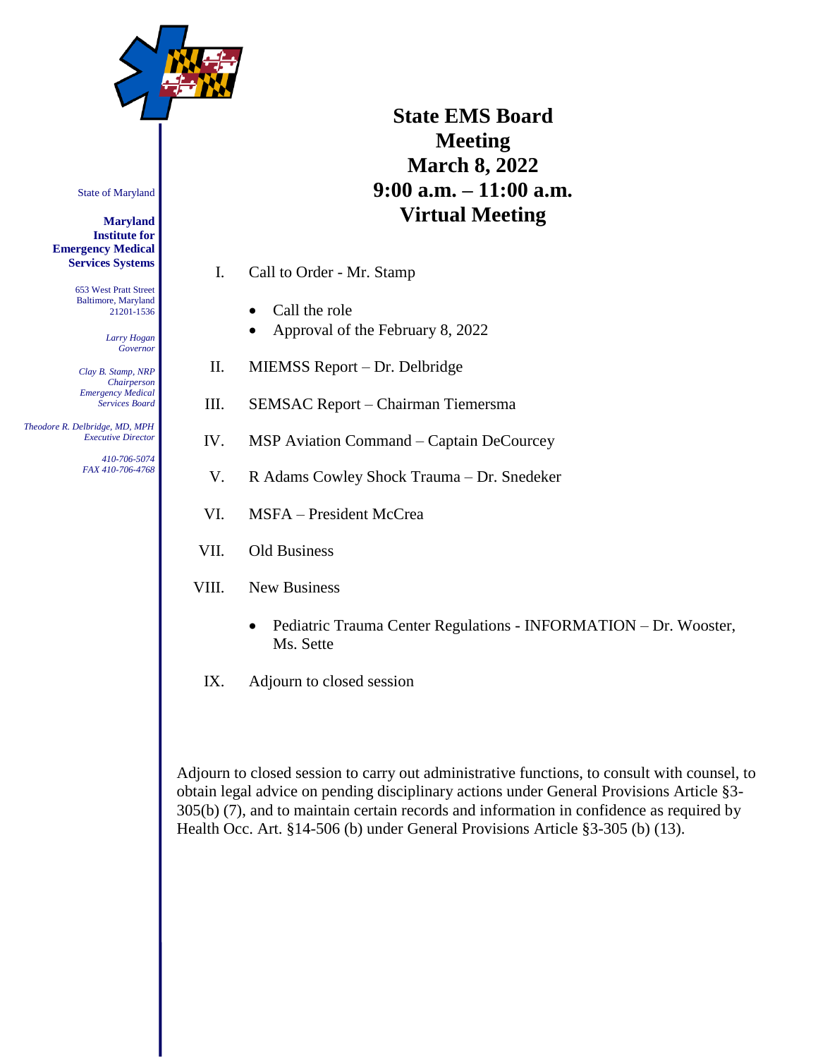State of Maryland

**Maryland Institute for Emergency Medical Services Systems**

653 West Pratt Street
Baltimore, Maryland
21201-1536

*Larry Hogan*
*Governor*

*Clay B. Stamp, NRP*
*Chairperson*
*Emergency Medical Services Board*

*Theodore R. Delbridge, MD, MPH*
*Executive Director*

*410-706-5074*
*FAX 410-706-4768*

# State EMS Board Meeting
# March 8, 2022
# 9:00 a.m. – 11:00 a.m.
# Virtual Meeting

I. Call to Order - Mr. Stamp
   - Call the role
   - Approval of the February 8, 2022

II. MIEMSS Report – Dr. Delbridge

III. SEMSAC Report – Chairman Tiemersma

IV. MSP Aviation Command – Captain DeCourcey

V. R Adams Cowley Shock Trauma – Dr. Snedeker

VI. MSFA – President McCrea

VII. Old Business

VIII. New Business
   - Pediatric Trauma Center Regulations - INFORMATION – Dr. Wooster, Ms. Sette

IX. Adjourn to closed session

Adjourn to closed session to carry out administrative functions, to consult with counsel, to obtain legal advice on pending disciplinary actions under General Provisions Article §3-305(b) (7), and to maintain certain records and information in confidence as required by Health Occ. Art. §14-506 (b) under General Provisions Article §3-305 (b) (13).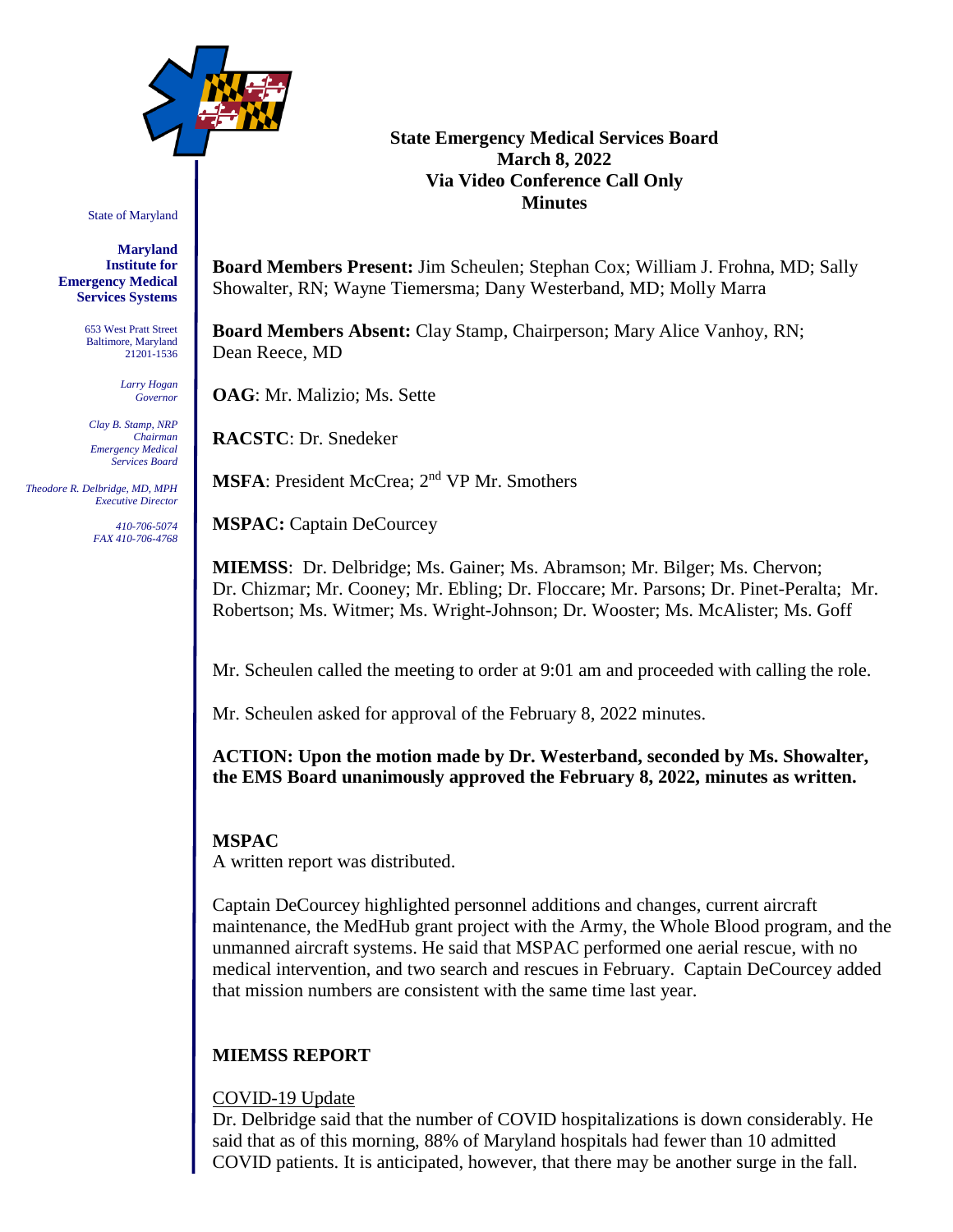State of Maryland

**Maryland Institute for Emergency Medical Services Systems**

653 West Pratt Street
Baltimore, Maryland
21201-1536

*Larry Hogan*
*Governor*

*Clay B. Stamp, NRP*
*Chairman*
*Emergency Medical Services Board*

*Theodore R. Delbridge, MD, MPH*
*Executive Director*

*410-706-5074*
*FAX 410-706-4768*

**State Emergency Medical Services Board**
**March 8, 2022**
**Via Video Conference Call Only**
**Minutes**

**Board Members Present:** Jim Scheulen; Stephan Cox; William J. Frohna, MD; Sally Showalter, RN; Wayne Tiemersma; Dany Westerband, MD; Molly Marra

**Board Members Absent:** Clay Stamp, Chairperson; Mary Alice Vanhoy, RN; Dean Reece, MD

**OAG**: Mr. Malizio; Ms. Sette

**RACSTC**: Dr. Snedeker

**MSFA**: President McCrea; 2nd VP Mr. Smothers

**MSPAC:** Captain DeCourcey

**MIEMSS**: Dr. Delbridge; Ms. Gainer; Ms. Abramson; Mr. Bilger; Ms. Chervon; Dr. Chizmar; Mr. Cooney; Mr. Ebling; Dr. Floccare; Mr. Parsons; Dr. Pinet-Peralta; Mr. Robertson; Ms. Witmer; Ms. Wright-Johnson; Dr. Wooster; Ms. McAlister; Ms. Goff

Mr. Scheulen called the meeting to order at 9:01 am and proceeded with calling the role.

Mr. Scheulen asked for approval of the February 8, 2022 minutes.

**ACTION: Upon the motion made by Dr. Westerband, seconded by Ms. Showalter, the EMS Board unanimously approved the February 8, 2022, minutes as written.**

## MSPAC

A written report was distributed.

Captain DeCourcey highlighted personnel additions and changes, current aircraft maintenance, the MedHub grant project with the Army, the Whole Blood program, and the unmanned aircraft systems. He said that MSPAC performed one aerial rescue, with no medical intervention, and two search and rescues in February. Captain DeCourcey added that mission numbers are consistent with the same time last year.

## MIEMSS REPORT

COVID-19 Update

Dr. Delbridge said that the number of COVID hospitalizations is down considerably. He said that as of this morning, 88% of Maryland hospitals had fewer than 10 admitted COVID patients. It is anticipated, however, that there may be another surge in the fall.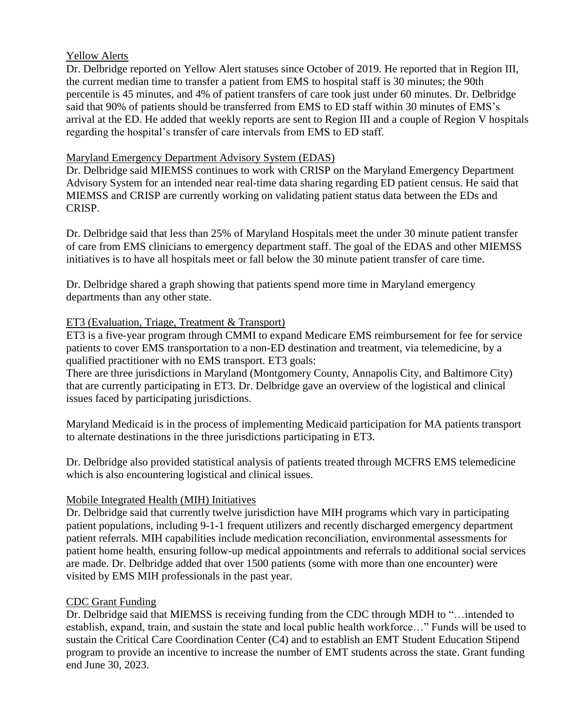<u>Yellow Alerts</u>

Dr. Delbridge reported on Yellow Alert statuses since October of 2019. He reported that in Region III, the current median time to transfer a patient from EMS to hospital staff is 30 minutes; the 90th percentile is 45 minutes, and 4% of patient transfers of care took just under 60 minutes. Dr. Delbridge said that 90% of patients should be transferred from EMS to ED staff within 30 minutes of EMS's arrival at the ED. He added that weekly reports are sent to Region III and a couple of Region V hospitals regarding the hospital's transfer of care intervals from EMS to ED staff.

<u>Maryland Emergency Department Advisory System (EDAS)</u>

Dr. Delbridge said MIEMSS continues to work with CRISP on the Maryland Emergency Department Advisory System for an intended near real-time data sharing regarding ED patient census. He said that MIEMSS and CRISP are currently working on validating patient status data between the EDs and CRISP.

Dr. Delbridge said that less than 25% of Maryland Hospitals meet the under 30 minute patient transfer of care from EMS clinicians to emergency department staff. The goal of the EDAS and other MIEMSS initiatives is to have all hospitals meet or fall below the 30 minute patient transfer of care time.

Dr. Delbridge shared a graph showing that patients spend more time in Maryland emergency departments than any other state.

<u>ET3 (Evaluation, Triage, Treatment & Transport)</u>

ET3 is a five-year program through CMMI to expand Medicare EMS reimbursement for fee for service patients to cover EMS transportation to a non-ED destination and treatment, via telemedicine, by a qualified practitioner with no EMS transport. ET3 goals:

There are three jurisdictions in Maryland (Montgomery County, Annapolis City, and Baltimore City) that are currently participating in ET3. Dr. Delbridge gave an overview of the logistical and clinical issues faced by participating jurisdictions.

Maryland Medicaid is in the process of implementing Medicaid participation for MA patients transport to alternate destinations in the three jurisdictions participating in ET3.

Dr. Delbridge also provided statistical analysis of patients treated through MCFRS EMS telemedicine which is also encountering logistical and clinical issues.

<u>Mobile Integrated Health (MIH) Initiatives</u>

Dr. Delbridge said that currently twelve jurisdiction have MIH programs which vary in participating patient populations, including 9-1-1 frequent utilizers and recently discharged emergency department patient referrals. MIH capabilities include medication reconciliation, environmental assessments for patient home health, ensuring follow-up medical appointments and referrals to additional social services are made. Dr. Delbridge added that over 1500 patients (some with more than one encounter) were visited by EMS MIH professionals in the past year.

<u>CDC Grant Funding</u>

Dr. Delbridge said that MIEMSS is receiving funding from the CDC through MDH to "…intended to establish, expand, train, and sustain the state and local public health workforce…" Funds will be used to sustain the Critical Care Coordination Center (C4) and to establish an EMT Student Education Stipend program to provide an incentive to increase the number of EMT students across the state. Grant funding end June 30, 2023.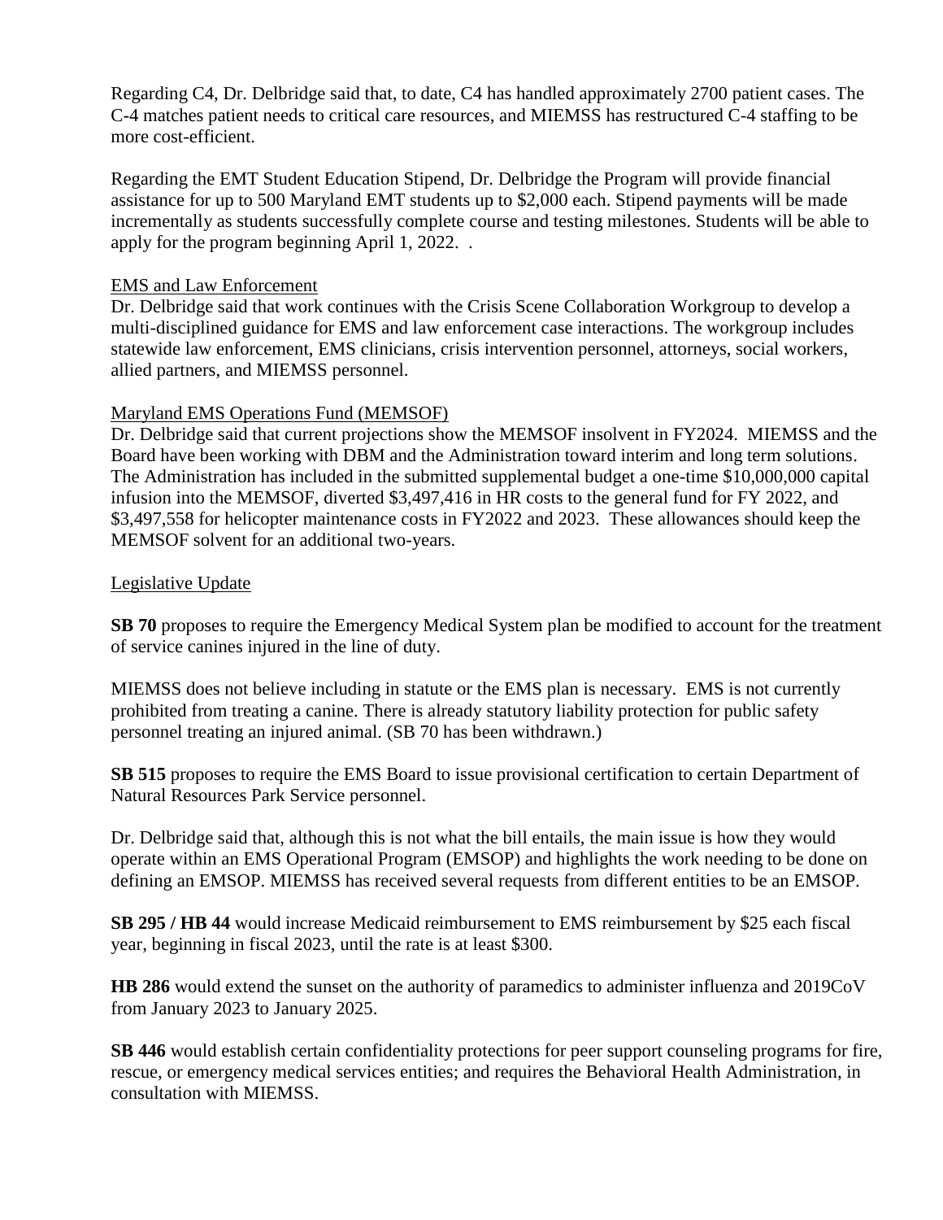Regarding C4, Dr. Delbridge said that, to date, C4 has handled approximately 2700 patient cases. The C-4 matches patient needs to critical care resources, and MIEMSS has restructured C-4 staffing to be more cost-efficient.

Regarding the EMT Student Education Stipend, Dr. Delbridge the Program will provide financial assistance for up to 500 Maryland EMT students up to $2,000 each. Stipend payments will be made incrementally as students successfully complete course and testing milestones. Students will be able to apply for the program beginning April 1, 2022. .

<u>EMS and Law Enforcement</u>

Dr. Delbridge said that work continues with the Crisis Scene Collaboration Workgroup to develop a multi-disciplined guidance for EMS and law enforcement case interactions. The workgroup includes statewide law enforcement, EMS clinicians, crisis intervention personnel, attorneys, social workers, allied partners, and MIEMSS personnel.

<u>Maryland EMS Operations Fund (MEMSOF)</u>

Dr. Delbridge said that current projections show the MEMSOF insolvent in FY2024. MIEMSS and the Board have been working with DBM and the Administration toward interim and long term solutions. The Administration has included in the submitted supplemental budget a one-time $10,000,000 capital infusion into the MEMSOF, diverted $3,497,416 in HR costs to the general fund for FY 2022, and $3,497,558 for helicopter maintenance costs in FY2022 and 2023. These allowances should keep the MEMSOF solvent for an additional two-years.

<u>Legislative Update</u>

**SB 70** proposes to require the Emergency Medical System plan be modified to account for the treatment of service canines injured in the line of duty.

MIEMSS does not believe including in statute or the EMS plan is necessary. EMS is not currently prohibited from treating a canine. There is already statutory liability protection for public safety personnel treating an injured animal. (SB 70 has been withdrawn.)

**SB 515** proposes to require the EMS Board to issue provisional certification to certain Department of Natural Resources Park Service personnel.

Dr. Delbridge said that, although this is not what the bill entails, the main issue is how they would operate within an EMS Operational Program (EMSOP) and highlights the work needing to be done on defining an EMSOP. MIEMSS has received several requests from different entities to be an EMSOP.

**SB 295 / HB 44** would increase Medicaid reimbursement to EMS reimbursement by $25 each fiscal year, beginning in fiscal 2023, until the rate is at least $300.

**HB 286** would extend the sunset on the authority of paramedics to administer influenza and 2019CoV from January 2023 to January 2025.

**SB 446** would establish certain confidentiality protections for peer support counseling programs for fire, rescue, or emergency medical services entities; and requires the Behavioral Health Administration, in consultation with MIEMSS.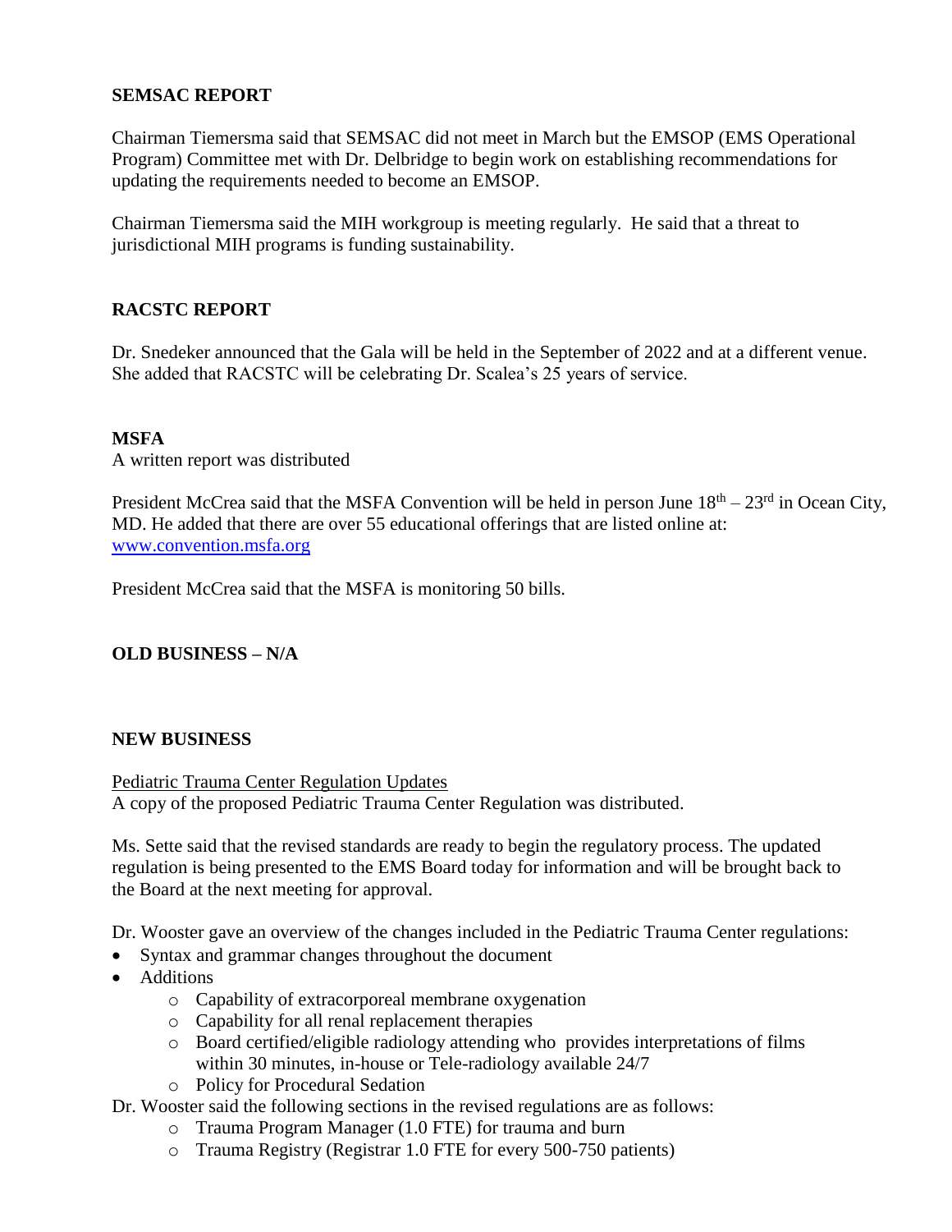**SEMSAC REPORT**

Chairman Tiemersma said that SEMSAC did not meet in March but the EMSOP (EMS Operational Program) Committee met with Dr. Delbridge to begin work on establishing recommendations for updating the requirements needed to become an EMSOP.

Chairman Tiemersma said the MIH workgroup is meeting regularly. He said that a threat to jurisdictional MIH programs is funding sustainability.

**RACSTC REPORT**

Dr. Snedeker announced that the Gala will be held in the September of 2022 and at a different venue. She added that RACSTC will be celebrating Dr. Scalea's 25 years of service.

**MSFA**

A written report was distributed

President McCrea said that the MSFA Convention will be held in person June 18th – 23rd in Ocean City, MD. He added that there are over 55 educational offerings that are listed online at: www.convention.msfa.org

President McCrea said that the MSFA is monitoring 50 bills.

**OLD BUSINESS – N/A**

**NEW BUSINESS**

Pediatric Trauma Center Regulation Updates

A copy of the proposed Pediatric Trauma Center Regulation was distributed.

Ms. Sette said that the revised standards are ready to begin the regulatory process. The updated regulation is being presented to the EMS Board today for information and will be brought back to the Board at the next meeting for approval.

Dr. Wooster gave an overview of the changes included in the Pediatric Trauma Center regulations:

- Syntax and grammar changes throughout the document
- Additions
  - Capability of extracorporeal membrane oxygenation
  - Capability for all renal replacement therapies
  - Board certified/eligible radiology attending who provides interpretations of films within 30 minutes, in-house or Tele-radiology available 24/7
  - Policy for Procedural Sedation

Dr. Wooster said the following sections in the revised regulations are as follows:

- Trauma Program Manager (1.0 FTE) for trauma and burn
- Trauma Registry (Registrar 1.0 FTE for every 500-750 patients)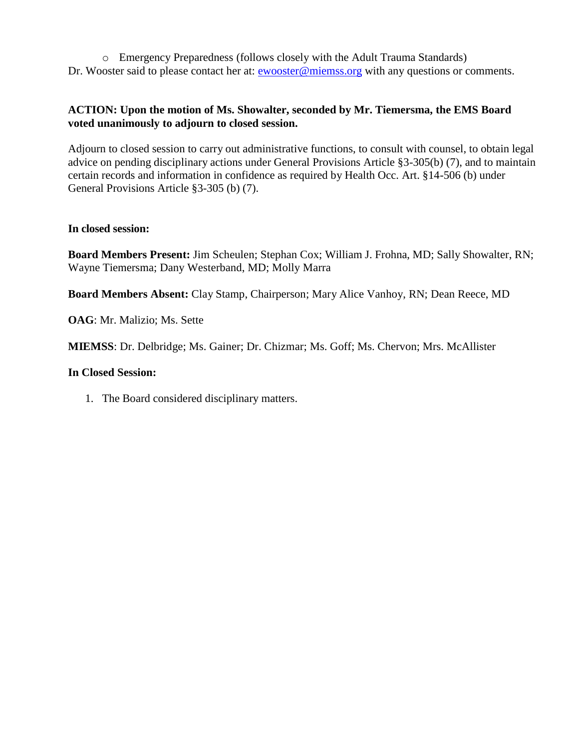- Emergency Preparedness (follows closely with the Adult Trauma Standards)

Dr. Wooster said to please contact her at: ewooster@miemss.org with any questions or comments.

**ACTION: Upon the motion of Ms. Showalter, seconded by Mr. Tiemersma, the EMS Board voted unanimously to adjourn to closed session.**

Adjourn to closed session to carry out administrative functions, to consult with counsel, to obtain legal advice on pending disciplinary actions under General Provisions Article §3-305(b) (7), and to maintain certain records and information in confidence as required by Health Occ. Art. §14-506 (b) under General Provisions Article §3-305 (b) (7).

**In closed session:**

**Board Members Present:** Jim Scheulen; Stephan Cox; William J. Frohna, MD; Sally Showalter, RN; Wayne Tiemersma; Dany Westerband, MD; Molly Marra

**Board Members Absent:** Clay Stamp, Chairperson; Mary Alice Vanhoy, RN; Dean Reece, MD

**OAG**: Mr. Malizio; Ms. Sette

**MIEMSS**: Dr. Delbridge; Ms. Gainer; Dr. Chizmar; Ms. Goff; Ms. Chervon; Mrs. McAllister

**In Closed Session:**

1. The Board considered disciplinary matters.